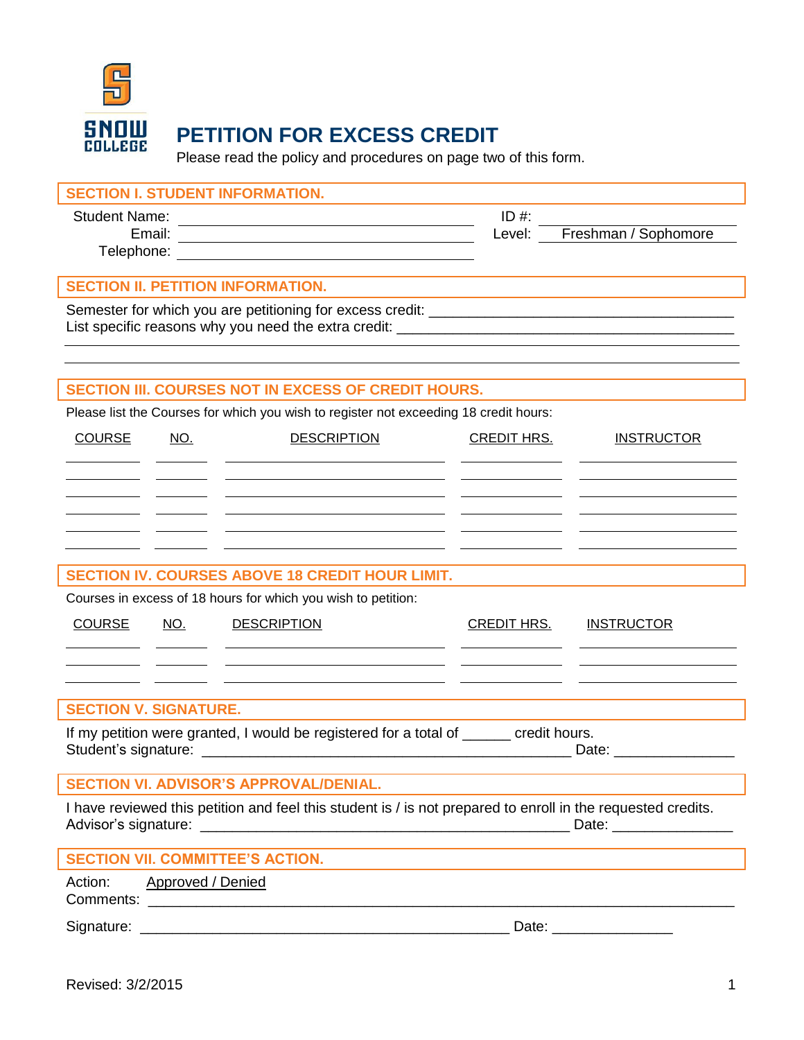SNOW COLLEGE

# PETITION FOR EXCESS CREDIT

Please read the policy and procedures on page two of this form.

## SECTION I. STUDENT INFORMATION.

Student Name: ______________________________ ID #: ____________________

Email: ______________________________ Level: Freshman / Sophomore

Telephone: ______________________________

## SECTION II. PETITION INFORMATION.

Semester for which you are petitioning for excess credit: ______________________________

List specific reasons why you need the extra credit: ______________________________

______________________________________________________________________

______________________________________________________________________

## SECTION III. COURSES NOT IN EXCESS OF CREDIT HOURS.

Please list the Courses for which you wish to register not exceeding 18 credit hours:

| COURSE | NO. | DESCRIPTION | CREDIT HRS. | INSTRUCTOR |
|---|---|---|---|---|
| | | | | |
| | | | | |
| | | | | |
| | | | | |
| | | | | |
| | | | | |

## SECTION IV. COURSES ABOVE 18 CREDIT HOUR LIMIT.

Courses in excess of 18 hours for which you wish to petition:

| COURSE | NO. | DESCRIPTION | CREDIT HRS. | INSTRUCTOR |
|---|---|---|---|---|
| | | | | |
| | | | | |
| | | | | |

## SECTION V. SIGNATURE.

If my petition were granted, I would be registered for a total of ______ credit hours.

Student's signature: ______________________________ Date: ______________

## SECTION VI. ADVISOR'S APPROVAL/DENIAL.

I have reviewed this petition and feel this student is / is not prepared to enroll in the requested credits.

Advisor's signature: ______________________________ Date: ______________

## SECTION VII. COMMITTEE'S ACTION.

Action: Approved / Denied

Comments: ______________________________________________________________________

Signature: ______________________________ Date: ______________

Revised: 3/2/2015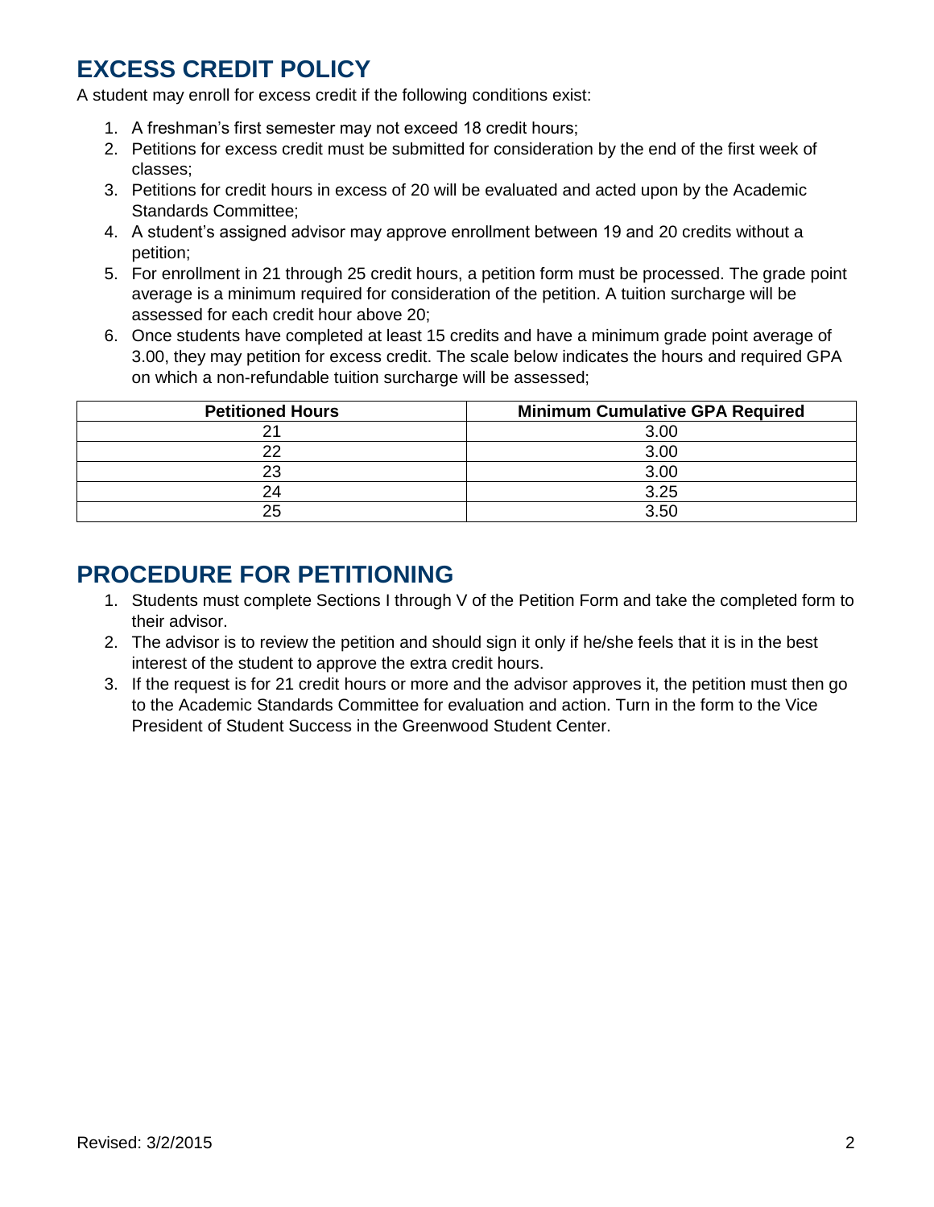## EXCESS CREDIT POLICY

A student may enroll for excess credit if the following conditions exist:

1. A freshman's first semester may not exceed 18 credit hours;
2. Petitions for excess credit must be submitted for consideration by the end of the first week of classes;
3. Petitions for credit hours in excess of 20 will be evaluated and acted upon by the Academic Standards Committee;
4. A student's assigned advisor may approve enrollment between 19 and 20 credits without a petition;
5. For enrollment in 21 through 25 credit hours, a petition form must be processed. The grade point average is a minimum required for consideration of the petition. A tuition surcharge will be assessed for each credit hour above 20;
6. Once students have completed at least 15 credits and have a minimum grade point average of 3.00, they may petition for excess credit. The scale below indicates the hours and required GPA on which a non-refundable tuition surcharge will be assessed;

| Petitioned Hours | Minimum Cumulative GPA Required |
|---|---|
| 21 | 3.00 |
| 22 | 3.00 |
| 23 | 3.00 |
| 24 | 3.25 |
| 25 | 3.50 |

## PROCEDURE FOR PETITIONING

1. Students must complete Sections I through V of the Petition Form and take the completed form to their advisor.
2. The advisor is to review the petition and should sign it only if he/she feels that it is in the best interest of the student to approve the extra credit hours.
3. If the request is for 21 credit hours or more and the advisor approves it, the petition must then go to the Academic Standards Committee for evaluation and action. Turn in the form to the Vice President of Student Success in the Greenwood Student Center.

Revised: 3/2/2015